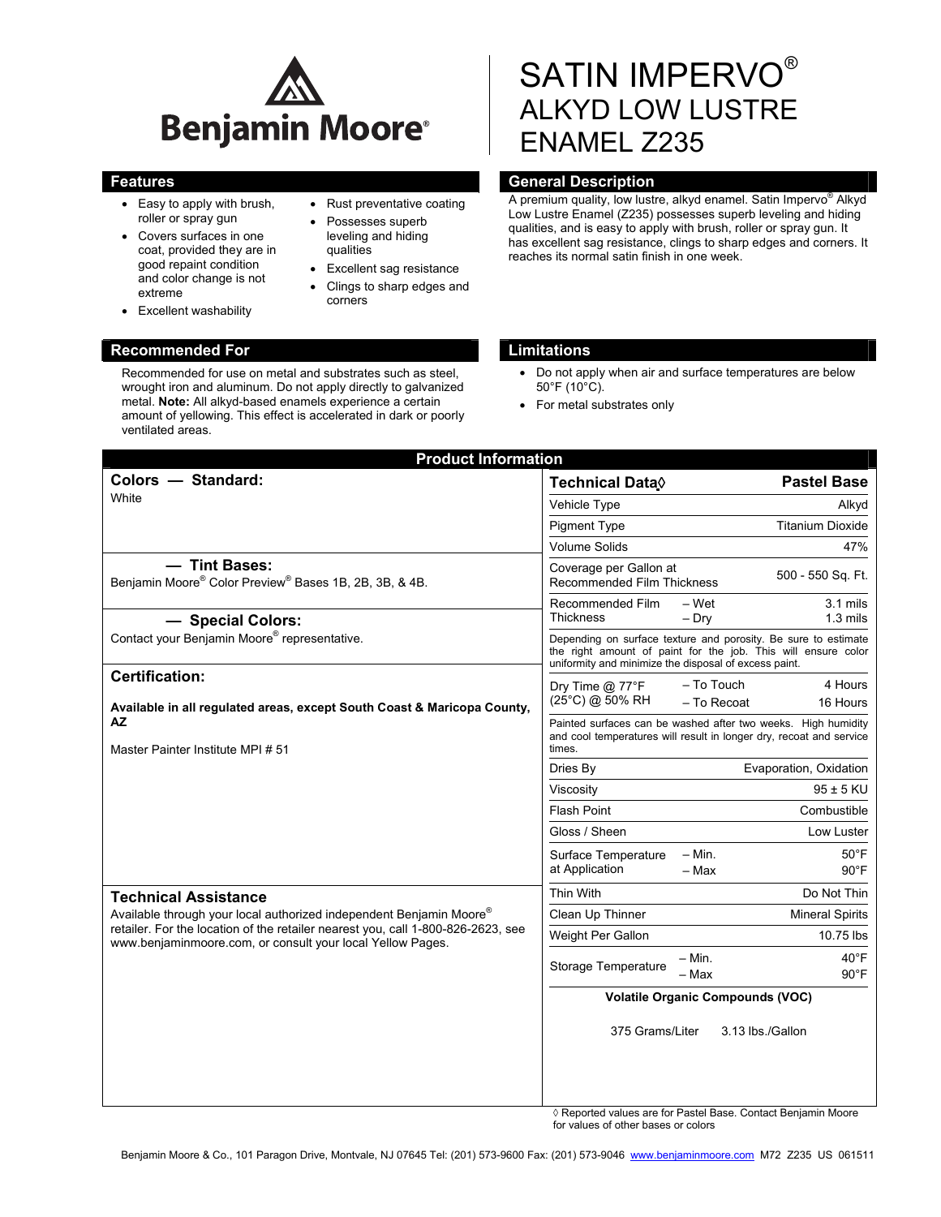Benjamin Moore®

# SATIN IMPERVO®
# ALKYD LOW LUSTRE ENAMEL Z235

## Features

- Easy to apply with brush, roller or spray gun
- Covers surfaces in one coat, provided they are in good repaint condition and color change is not extreme
- Excellent washability
- Rust preventative coating
- Possesses superb leveling and hiding qualities
- Excellent sag resistance
- Clings to sharp edges and corners

## General Description

A premium quality, low lustre, alkyd enamel. Satin Impervo® Alkyd Low Lustre Enamel (Z235) possesses superb leveling and hiding qualities, and is easy to apply with brush, roller or spray gun. It has excellent sag resistance, clings to sharp edges and corners. It reaches its normal satin finish in one week.

## Recommended For

Recommended for use on metal and substrates such as steel, wrought iron and aluminum. Do not apply directly to galvanized metal. **Note:** All alkyd-based enamels experience a certain amount of yellowing. This effect is accelerated in dark or poorly ventilated areas.

## Limitations

- Do not apply when air and surface temperatures are below 50°F (10°C).
- For metal substrates only

## Product Information

### Colors — Standard:

White

### — Tint Bases:

Benjamin Moore® Color Preview® Bases 1B, 2B, 3B, & 4B.

### — Special Colors:

Contact your Benjamin Moore® representative.

### Certification:

**Available in all regulated areas, except South Coast & Maricopa County, AZ**

Master Painter Institute MPI # 51

### Technical Assistance

Available through your local authorized independent Benjamin Moore® retailer. For the location of the retailer nearest you, call 1-800-826-2623, see www.benjaminmoore.com, or consult your local Yellow Pages.

| **Technical Data◊** | | **Pastel Base** |
|---|---|---|
| Vehicle Type | | Alkyd |
| Pigment Type | | Titanium Dioxide |
| Volume Solids | | 47% |
| Coverage per Gallon at Recommended Film Thickness | | 500 - 550 Sq. Ft. |
| Recommended Film Thickness | – Wet | 3.1 mils |
| | – Dry | 1.3 mils |
| Depending on surface texture and porosity. Be sure to estimate the right amount of paint for the job. This will ensure color uniformity and minimize the disposal of excess paint. | | |
| Dry Time @ 77°F (25°C) @ 50% RH | – To Touch | 4 Hours |
| | – To Recoat | 16 Hours |
| Painted surfaces can be washed after two weeks. High humidity and cool temperatures will result in longer dry, recoat and service times. | | |
| Dries By | | Evaporation, Oxidation |
| Viscosity | | 95 ± 5 KU |
| Flash Point | | Combustible |
| Gloss / Sheen | | Low Luster |
| Surface Temperature at Application | – Min. | 50°F |
| | – Max | 90°F |
| Thin With | | Do Not Thin |
| Clean Up Thinner | | Mineral Spirits |
| Weight Per Gallon | | 10.75 lbs |
| Storage Temperature | – Min. | 40°F |
| | – Max | 90°F |

**Volatile Organic Compounds (VOC)**

375 Grams/Liter 3.13 lbs./Gallon

◊ Reported values are for Pastel Base. Contact Benjamin Moore for values of other bases or colors

Benjamin Moore & Co., 101 Paragon Drive, Montvale, NJ 07645 Tel: (201) 573-9600 Fax: (201) 573-9046 www.benjaminmoore.com M72 Z235 US 061511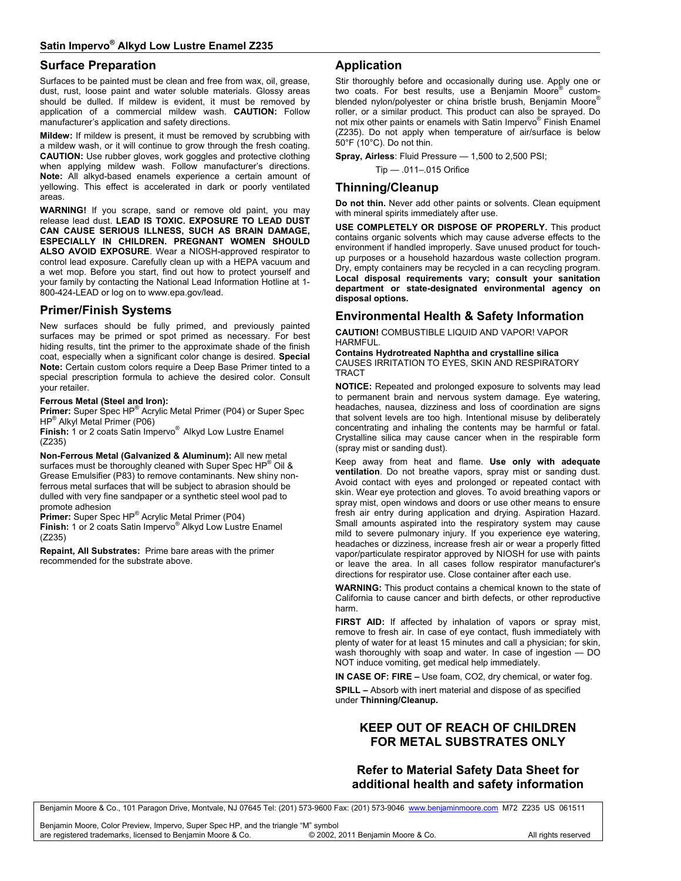# Satin Impervo® Alkyd Low Lustre Enamel Z235

## Surface Preparation

Surfaces to be painted must be clean and free from wax, oil, grease, dust, rust, loose paint and water soluble materials. Glossy areas should be dulled. If mildew is evident, it must be removed by application of a commercial mildew wash. **CAUTION:** Follow manufacturer's application and safety directions.

**Mildew:** If mildew is present, it must be removed by scrubbing with a mildew wash, or it will continue to grow through the fresh coating. **CAUTION:** Use rubber gloves, work goggles and protective clothing when applying mildew wash. Follow manufacturer's directions. **Note:** All alkyd-based enamels experience a certain amount of yellowing. This effect is accelerated in dark or poorly ventilated areas.

**WARNING!** If you scrape, sand or remove old paint, you may release lead dust. **LEAD IS TOXIC. EXPOSURE TO LEAD DUST CAN CAUSE SERIOUS ILLNESS, SUCH AS BRAIN DAMAGE, ESPECIALLY IN CHILDREN. PREGNANT WOMEN SHOULD ALSO AVOID EXPOSURE**. Wear a NIOSH-approved respirator to control lead exposure. Carefully clean up with a HEPA vacuum and a wet mop. Before you start, find out how to protect yourself and your family by contacting the National Lead Information Hotline at 1-800-424-LEAD or log on to www.epa.gov/lead.

## Primer/Finish Systems

New surfaces should be fully primed, and previously painted surfaces may be primed or spot primed as necessary. For best hiding results, tint the primer to the approximate shade of the finish coat, especially when a significant color change is desired. **Special Note:** Certain custom colors require a Deep Base Primer tinted to a special prescription formula to achieve the desired color. Consult your retailer.

**Ferrous Metal (Steel and Iron):**
**Primer:** Super Spec HP® Acrylic Metal Primer (P04) or Super Spec HP® Alkyl Metal Primer (P06)
**Finish:** 1 or 2 coats Satin Impervo® Alkyd Low Lustre Enamel (Z235)

**Non-Ferrous Metal (Galvanized & Aluminum):** All new metal surfaces must be thoroughly cleaned with Super Spec HP® Oil & Grease Emulsifier (P83) to remove contaminants. New shiny non-ferrous metal surfaces that will be subject to abrasion should be dulled with very fine sandpaper or a synthetic steel wool pad to promote adhesion
**Primer:** Super Spec HP® Acrylic Metal Primer (P04)
**Finish:** 1 or 2 coats Satin Impervo® Alkyd Low Lustre Enamel (Z235)

**Repaint, All Substrates:** Prime bare areas with the primer recommended for the substrate above.

## Application

Stir thoroughly before and occasionally during use. Apply one or two coats. For best results, use a Benjamin Moore® custom-blended nylon/polyester or china bristle brush, Benjamin Moore® roller, or a similar product. This product can also be sprayed. Do not mix other paints or enamels with Satin Impervo® Finish Enamel (Z235). Do not apply when temperature of air/surface is below 50°F (10°C). Do not thin.

**Spray, Airless**: Fluid Pressure — 1,500 to 2,500 PSI;
Tip — .011–.015 Orifice

## Thinning/Cleanup

**Do not thin.** Never add other paints or solvents. Clean equipment with mineral spirits immediately after use.

**USE COMPLETELY OR DISPOSE OF PROPERLY.** This product contains organic solvents which may cause adverse effects to the environment if handled improperly. Save unused product for touch-up purposes or a household hazardous waste collection program. Dry, empty containers may be recycled in a can recycling program. **Local disposal requirements vary; consult your sanitation department or state-designated environmental agency on disposal options.**

## Environmental Health & Safety Information

**CAUTION!** COMBUSTIBLE LIQUID AND VAPOR! VAPOR HARMFUL.
**Contains Hydrotreated Naphtha and crystalline silica**
CAUSES IRRITATION TO EYES, SKIN AND RESPIRATORY TRACT

**NOTICE:** Repeated and prolonged exposure to solvents may lead to permanent brain and nervous system damage. Eye watering, headaches, nausea, dizziness and loss of coordination are signs that solvent levels are too high. Intentional misuse by deliberately concentrating and inhaling the contents may be harmful or fatal. Crystalline silica may cause cancer when in the respirable form (spray mist or sanding dust).

Keep away from heat and flame. **Use only with adequate ventilation**. Do not breathe vapors, spray mist or sanding dust. Avoid contact with eyes and prolonged or repeated contact with skin. Wear eye protection and gloves. To avoid breathing vapors or spray mist, open windows and doors or use other means to ensure fresh air entry during application and drying. Aspiration Hazard. Small amounts aspirated into the respiratory system may cause mild to severe pulmonary injury. If you experience eye watering, headaches or dizziness, increase fresh air or wear a properly fitted vapor/particulate respirator approved by NIOSH for use with paints or leave the area. In all cases follow respirator manufacturer's directions for respirator use. Close container after each use.

**WARNING:** This product contains a chemical known to the state of California to cause cancer and birth defects, or other reproductive harm.

**FIRST AID:** If affected by inhalation of vapors or spray mist, remove to fresh air. In case of eye contact, flush immediately with plenty of water for at least 15 minutes and call a physician; for skin, wash thoroughly with soap and water. In case of ingestion — DO NOT induce vomiting, get medical help immediately.

**IN CASE OF: FIRE –** Use foam, CO2, dry chemical, or water fog.

**SPILL –** Absorb with inert material and dispose of as specified under **Thinning/Cleanup.**

**KEEP OUT OF REACH OF CHILDREN**
**FOR METAL SUBSTRATES ONLY**

**Refer to Material Safety Data Sheet for additional health and safety information**

Benjamin Moore & Co., 101 Paragon Drive, Montvale, NJ 07645 Tel: (201) 573-9600 Fax: (201) 573-9046 www.benjaminmoore.com M72 Z235 US 061511

Benjamin Moore, Color Preview, Impervo, Super Spec HP, and the triangle "M" symbol are registered trademarks, licensed to Benjamin Moore & Co. © 2002, 2011 Benjamin Moore & Co. All rights reserved